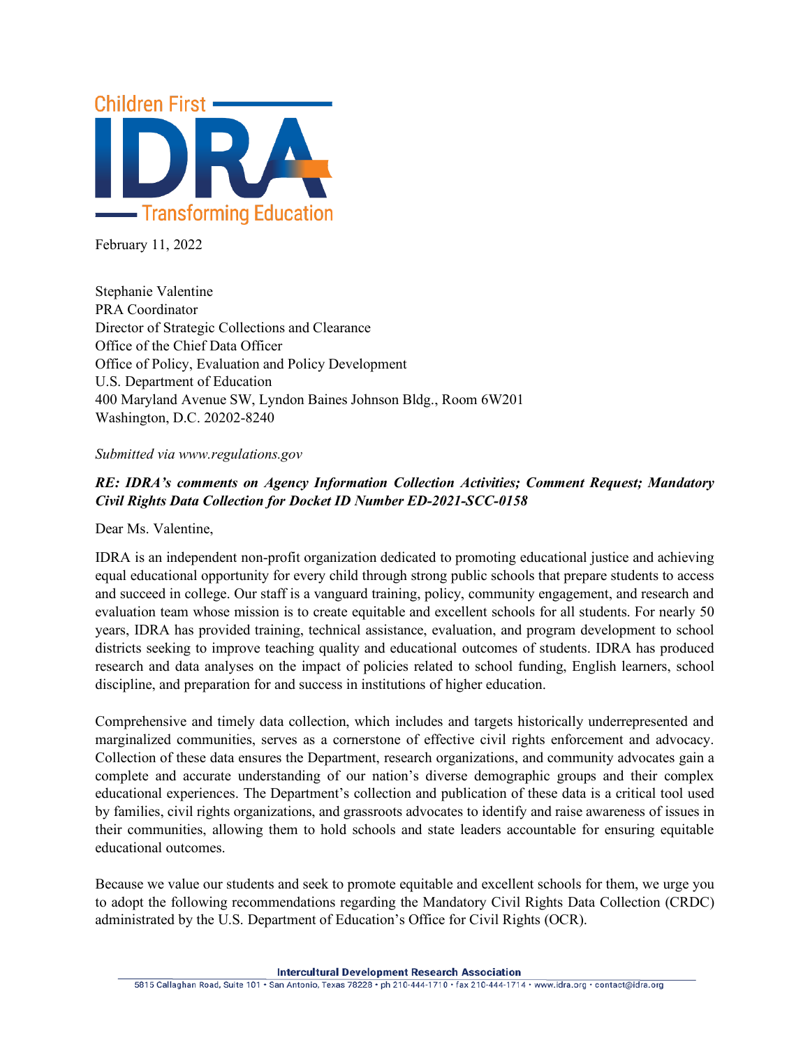Children First

IDRA

Transforming Education

February 11, 2022

Stephanie Valentine
PRA Coordinator
Director of Strategic Collections and Clearance
Office of the Chief Data Officer
Office of Policy, Evaluation and Policy Development
U.S. Department of Education
400 Maryland Avenue SW, Lyndon Baines Johnson Bldg., Room 6W201
Washington, D.C. 20202-8240

*Submitted via www.regulations.gov*

***RE: IDRA's comments on Agency Information Collection Activities; Comment Request; Mandatory Civil Rights Data Collection for Docket ID Number ED-2021-SCC-0158***

Dear Ms. Valentine,

IDRA is an independent non-profit organization dedicated to promoting educational justice and achieving equal educational opportunity for every child through strong public schools that prepare students to access and succeed in college. Our staff is a vanguard training, policy, community engagement, and research and evaluation team whose mission is to create equitable and excellent schools for all students. For nearly 50 years, IDRA has provided training, technical assistance, evaluation, and program development to school districts seeking to improve teaching quality and educational outcomes of students. IDRA has produced research and data analyses on the impact of policies related to school funding, English learners, school discipline, and preparation for and success in institutions of higher education.

Comprehensive and timely data collection, which includes and targets historically underrepresented and marginalized communities, serves as a cornerstone of effective civil rights enforcement and advocacy. Collection of these data ensures the Department, research organizations, and community advocates gain a complete and accurate understanding of our nation's diverse demographic groups and their complex educational experiences. The Department's collection and publication of these data is a critical tool used by families, civil rights organizations, and grassroots advocates to identify and raise awareness of issues in their communities, allowing them to hold schools and state leaders accountable for ensuring equitable educational outcomes.

Because we value our students and seek to promote equitable and excellent schools for them, we urge you to adopt the following recommendations regarding the Mandatory Civil Rights Data Collection (CRDC) administrated by the U.S. Department of Education's Office for Civil Rights (OCR).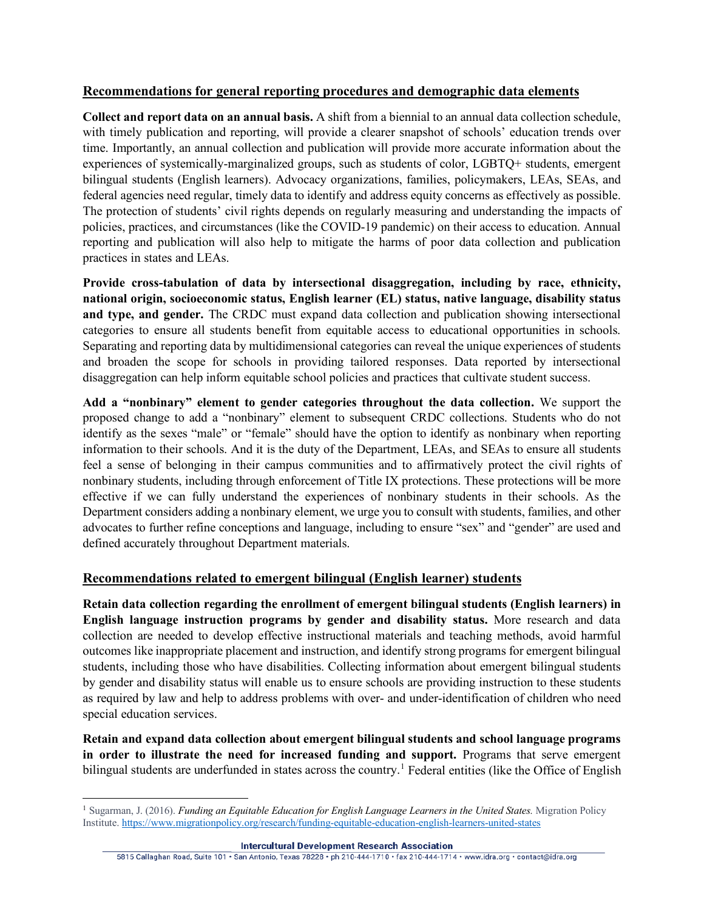## Recommendations for general reporting procedures and demographic data elements

**Collect and report data on an annual basis.** A shift from a biennial to an annual data collection schedule, with timely publication and reporting, will provide a clearer snapshot of schools' education trends over time. Importantly, an annual collection and publication will provide more accurate information about the experiences of systemically-marginalized groups, such as students of color, LGBTQ+ students, emergent bilingual students (English learners). Advocacy organizations, families, policymakers, LEAs, SEAs, and federal agencies need regular, timely data to identify and address equity concerns as effectively as possible. The protection of students' civil rights depends on regularly measuring and understanding the impacts of policies, practices, and circumstances (like the COVID-19 pandemic) on their access to education. Annual reporting and publication will also help to mitigate the harms of poor data collection and publication practices in states and LEAs.

**Provide cross-tabulation of data by intersectional disaggregation, including by race, ethnicity, national origin, socioeconomic status, English learner (EL) status, native language, disability status and type, and gender.** The CRDC must expand data collection and publication showing intersectional categories to ensure all students benefit from equitable access to educational opportunities in schools. Separating and reporting data by multidimensional categories can reveal the unique experiences of students and broaden the scope for schools in providing tailored responses. Data reported by intersectional disaggregation can help inform equitable school policies and practices that cultivate student success.

**Add a "nonbinary" element to gender categories throughout the data collection.** We support the proposed change to add a "nonbinary" element to subsequent CRDC collections. Students who do not identify as the sexes "male" or "female" should have the option to identify as nonbinary when reporting information to their schools. And it is the duty of the Department, LEAs, and SEAs to ensure all students feel a sense of belonging in their campus communities and to affirmatively protect the civil rights of nonbinary students, including through enforcement of Title IX protections. These protections will be more effective if we can fully understand the experiences of nonbinary students in their schools. As the Department considers adding a nonbinary element, we urge you to consult with students, families, and other advocates to further refine conceptions and language, including to ensure "sex" and "gender" are used and defined accurately throughout Department materials.

## Recommendations related to emergent bilingual (English learner) students

**Retain data collection regarding the enrollment of emergent bilingual students (English learners) in English language instruction programs by gender and disability status.** More research and data collection are needed to develop effective instructional materials and teaching methods, avoid harmful outcomes like inappropriate placement and instruction, and identify strong programs for emergent bilingual students, including those who have disabilities. Collecting information about emergent bilingual students by gender and disability status will enable us to ensure schools are providing instruction to these students as required by law and help to address problems with over- and under-identification of children who need special education services.

**Retain and expand data collection about emergent bilingual students and school language programs in order to illustrate the need for increased funding and support.** Programs that serve emergent bilingual students are underfunded in states across the country.[1] Federal entities (like the Office of English

---

[1] Sugarman, J. (2016). *Funding an Equitable Education for English Language Learners in the United States.* Migration Policy Institute. https://www.migrationpolicy.org/research/funding-equitable-education-english-learners-united-states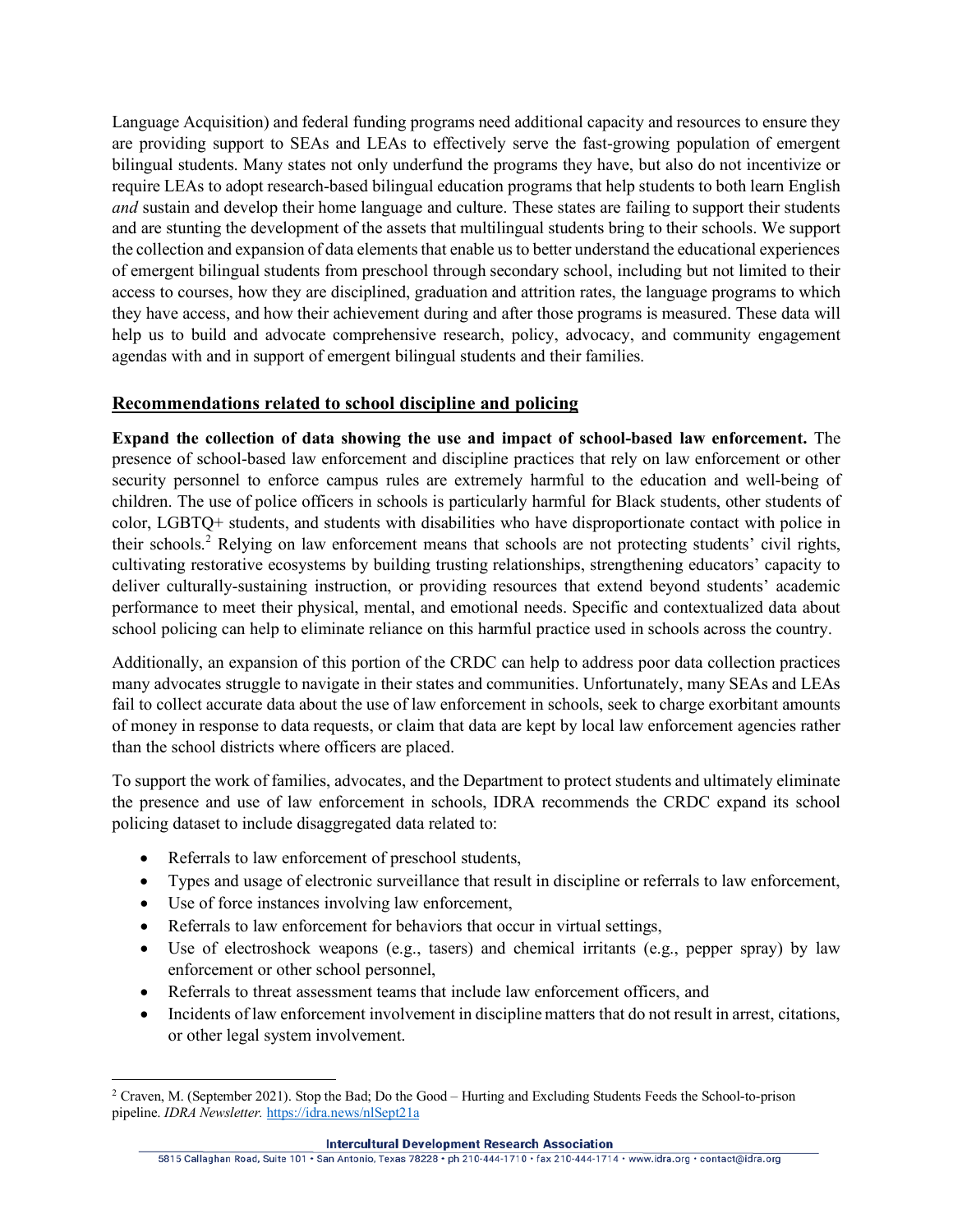Language Acquisition) and federal funding programs need additional capacity and resources to ensure they are providing support to SEAs and LEAs to effectively serve the fast-growing population of emergent bilingual students. Many states not only underfund the programs they have, but also do not incentivize or require LEAs to adopt research-based bilingual education programs that help students to both learn English *and* sustain and develop their home language and culture. These states are failing to support their students and are stunting the development of the assets that multilingual students bring to their schools. We support the collection and expansion of data elements that enable us to better understand the educational experiences of emergent bilingual students from preschool through secondary school, including but not limited to their access to courses, how they are disciplined, graduation and attrition rates, the language programs to which they have access, and how their achievement during and after those programs is measured. These data will help us to build and advocate comprehensive research, policy, advocacy, and community engagement agendas with and in support of emergent bilingual students and their families.

## Recommendations related to school discipline and policing

**Expand the collection of data showing the use and impact of school-based law enforcement.** The presence of school-based law enforcement and discipline practices that rely on law enforcement or other security personnel to enforce campus rules are extremely harmful to the education and well-being of children. The use of police officers in schools is particularly harmful for Black students, other students of color, LGBTQ+ students, and students with disabilities who have disproportionate contact with police in their schools.[2] Relying on law enforcement means that schools are not protecting students' civil rights, cultivating restorative ecosystems by building trusting relationships, strengthening educators' capacity to deliver culturally-sustaining instruction, or providing resources that extend beyond students' academic performance to meet their physical, mental, and emotional needs. Specific and contextualized data about school policing can help to eliminate reliance on this harmful practice used in schools across the country.

Additionally, an expansion of this portion of the CRDC can help to address poor data collection practices many advocates struggle to navigate in their states and communities. Unfortunately, many SEAs and LEAs fail to collect accurate data about the use of law enforcement in schools, seek to charge exorbitant amounts of money in response to data requests, or claim that data are kept by local law enforcement agencies rather than the school districts where officers are placed.

To support the work of families, advocates, and the Department to protect students and ultimately eliminate the presence and use of law enforcement in schools, IDRA recommends the CRDC expand its school policing dataset to include disaggregated data related to:

- Referrals to law enforcement of preschool students,
- Types and usage of electronic surveillance that result in discipline or referrals to law enforcement,
- Use of force instances involving law enforcement,
- Referrals to law enforcement for behaviors that occur in virtual settings,
- Use of electroshock weapons (e.g., tasers) and chemical irritants (e.g., pepper spray) by law enforcement or other school personnel,
- Referrals to threat assessment teams that include law enforcement officers, and
- Incidents of law enforcement involvement in discipline matters that do not result in arrest, citations, or other legal system involvement.

---

[2] Craven, M. (September 2021). Stop the Bad; Do the Good – Hurting and Excluding Students Feeds the School-to-prison pipeline. *IDRA Newsletter.* https://idra.news/nlSept21a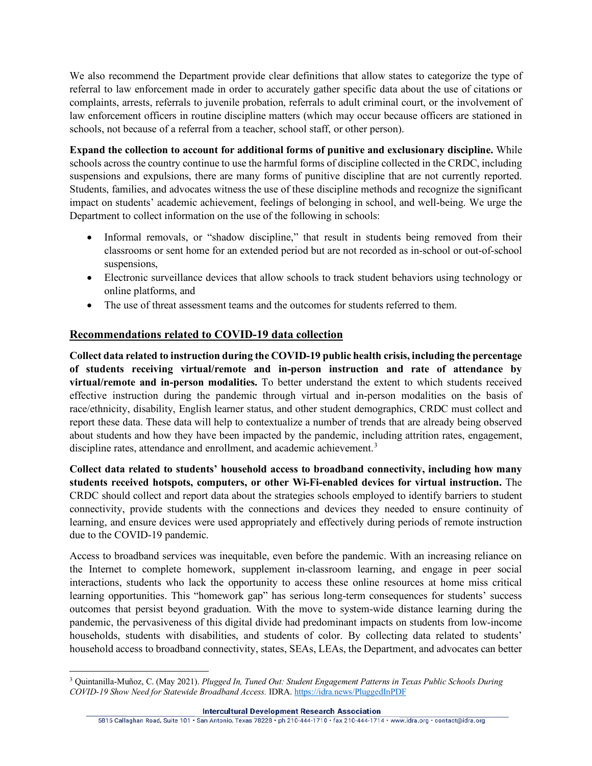We also recommend the Department provide clear definitions that allow states to categorize the type of referral to law enforcement made in order to accurately gather specific data about the use of citations or complaints, arrests, referrals to juvenile probation, referrals to adult criminal court, or the involvement of law enforcement officers in routine discipline matters (which may occur because officers are stationed in schools, not because of a referral from a teacher, school staff, or other person).

**Expand the collection to account for additional forms of punitive and exclusionary discipline.** While schools across the country continue to use the harmful forms of discipline collected in the CRDC, including suspensions and expulsions, there are many forms of punitive discipline that are not currently reported. Students, families, and advocates witness the use of these discipline methods and recognize the significant impact on students' academic achievement, feelings of belonging in school, and well-being. We urge the Department to collect information on the use of the following in schools:

- Informal removals, or "shadow discipline," that result in students being removed from their classrooms or sent home for an extended period but are not recorded as in-school or out-of-school suspensions,
- Electronic surveillance devices that allow schools to track student behaviors using technology or online platforms, and
- The use of threat assessment teams and the outcomes for students referred to them.

## Recommendations related to COVID-19 data collection

**Collect data related to instruction during the COVID-19 public health crisis, including the percentage of students receiving virtual/remote and in-person instruction and rate of attendance by virtual/remote and in-person modalities.** To better understand the extent to which students received effective instruction during the pandemic through virtual and in-person modalities on the basis of race/ethnicity, disability, English learner status, and other student demographics, CRDC must collect and report these data. These data will help to contextualize a number of trends that are already being observed about students and how they have been impacted by the pandemic, including attrition rates, engagement, discipline rates, attendance and enrollment, and academic achievement.[3]

**Collect data related to students' household access to broadband connectivity, including how many students received hotspots, computers, or other Wi-Fi-enabled devices for virtual instruction.** The CRDC should collect and report data about the strategies schools employed to identify barriers to student connectivity, provide students with the connections and devices they needed to ensure continuity of learning, and ensure devices were used appropriately and effectively during periods of remote instruction due to the COVID-19 pandemic.

Access to broadband services was inequitable, even before the pandemic. With an increasing reliance on the Internet to complete homework, supplement in-classroom learning, and engage in peer social interactions, students who lack the opportunity to access these online resources at home miss critical learning opportunities. This "homework gap" has serious long-term consequences for students' success outcomes that persist beyond graduation. With the move to system-wide distance learning during the pandemic, the pervasiveness of this digital divide had predominant impacts on students from low-income households, students with disabilities, and students of color. By collecting data related to students' household access to broadband connectivity, states, SEAs, LEAs, the Department, and advocates can better

[3] Quintanilla-Muñoz, C. (May 2021). *Plugged In, Tuned Out: Student Engagement Patterns in Texas Public Schools During COVID-19 Show Need for Statewide Broadband Access.* IDRA. https://idra.news/PluggedInPDF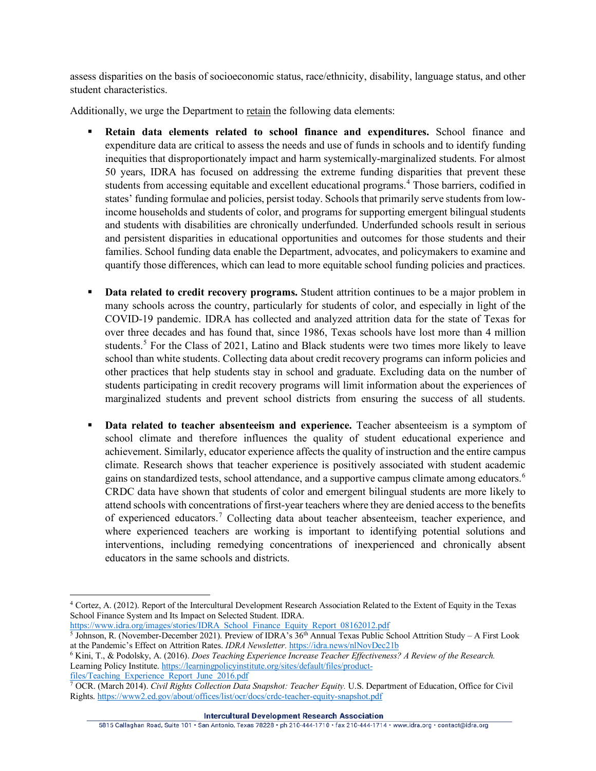assess disparities on the basis of socioeconomic status, race/ethnicity, disability, language status, and other student characteristics.

Additionally, we urge the Department to retain the following data elements:

- **Retain data elements related to school finance and expenditures.** School finance and expenditure data are critical to assess the needs and use of funds in schools and to identify funding inequities that disproportionately impact and harm systemically-marginalized students. For almost 50 years, IDRA has focused on addressing the extreme funding disparities that prevent these students from accessing equitable and excellent educational programs.[4] Those barriers, codified in states' funding formulae and policies, persist today. Schools that primarily serve students from low-income households and students of color, and programs for supporting emergent bilingual students and students with disabilities are chronically underfunded. Underfunded schools result in serious and persistent disparities in educational opportunities and outcomes for those students and their families. School funding data enable the Department, advocates, and policymakers to examine and quantify those differences, which can lead to more equitable school funding policies and practices.

- **Data related to credit recovery programs.** Student attrition continues to be a major problem in many schools across the country, particularly for students of color, and especially in light of the COVID-19 pandemic. IDRA has collected and analyzed attrition data for the state of Texas for over three decades and has found that, since 1986, Texas schools have lost more than 4 million students.[5] For the Class of 2021, Latino and Black students were two times more likely to leave school than white students. Collecting data about credit recovery programs can inform policies and other practices that help students stay in school and graduate. Excluding data on the number of students participating in credit recovery programs will limit information about the experiences of marginalized students and prevent school districts from ensuring the success of all students.

- **Data related to teacher absenteeism and experience.** Teacher absenteeism is a symptom of school climate and therefore influences the quality of student educational experience and achievement. Similarly, educator experience affects the quality of instruction and the entire campus climate. Research shows that teacher experience is positively associated with student academic gains on standardized tests, school attendance, and a supportive campus climate among educators.[6] CRDC data have shown that students of color and emergent bilingual students are more likely to attend schools with concentrations of first-year teachers where they are denied access to the benefits of experienced educators.[7] Collecting data about teacher absenteeism, teacher experience, and where experienced teachers are working is important to identifying potential solutions and interventions, including remedying concentrations of inexperienced and chronically absent educators in the same schools and districts.

---

[4] Cortez, A. (2012). Report of the Intercultural Development Research Association Related to the Extent of Equity in the Texas School Finance System and Its Impact on Selected Student. IDRA. https://www.idra.org/images/stories/IDRA_School_Finance_Equity_Report_08162012.pdf

[5] Johnson, R. (November-December 2021). Preview of IDRA's 36th Annual Texas Public School Attrition Study – A First Look at the Pandemic's Effect on Attrition Rates. *IDRA Newsletter.* https://idra.news/nlNovDec21b

[6] Kini, T., & Podolsky, A. (2016). *Does Teaching Experience Increase Teacher Effectiveness? A Review of the Research.* Learning Policy Institute. https://learningpolicyinstitute.org/sites/default/files/product-files/Teaching_Experience_Report_June_2016.pdf

[7] OCR. (March 2014). *Civil Rights Collection Data Snapshot: Teacher Equity.* U.S. Department of Education, Office for Civil Rights. https://www2.ed.gov/about/offices/list/ocr/docs/crdc-teacher-equity-snapshot.pdf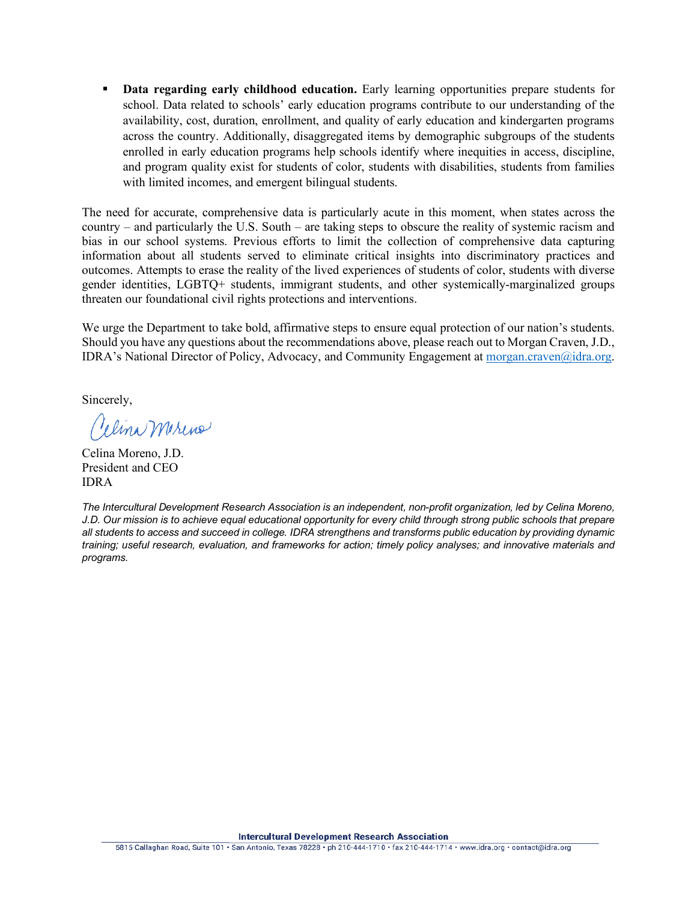- **Data regarding early childhood education.** Early learning opportunities prepare students for school. Data related to schools' early education programs contribute to our understanding of the availability, cost, duration, enrollment, and quality of early education and kindergarten programs across the country. Additionally, disaggregated items by demographic subgroups of the students enrolled in early education programs help schools identify where inequities in access, discipline, and program quality exist for students of color, students with disabilities, students from families with limited incomes, and emergent bilingual students.

The need for accurate, comprehensive data is particularly acute in this moment, when states across the country – and particularly the U.S. South – are taking steps to obscure the reality of systemic racism and bias in our school systems. Previous efforts to limit the collection of comprehensive data capturing information about all students served to eliminate critical insights into discriminatory practices and outcomes. Attempts to erase the reality of the lived experiences of students of color, students with diverse gender identities, LGBTQ+ students, immigrant students, and other systemically-marginalized groups threaten our foundational civil rights protections and interventions.

We urge the Department to take bold, affirmative steps to ensure equal protection of our nation's students. Should you have any questions about the recommendations above, please reach out to Morgan Craven, J.D., IDRA's National Director of Policy, Advocacy, and Community Engagement at morgan.craven@idra.org.

Sincerely,

Celina Moreno

Celina Moreno, J.D.
President and CEO
IDRA

*The Intercultural Development Research Association is an independent, non-profit organization, led by Celina Moreno, J.D. Our mission is to achieve equal educational opportunity for every child through strong public schools that prepare all students to access and succeed in college. IDRA strengthens and transforms public education by providing dynamic training; useful research, evaluation, and frameworks for action; timely policy analyses; and innovative materials and programs.*